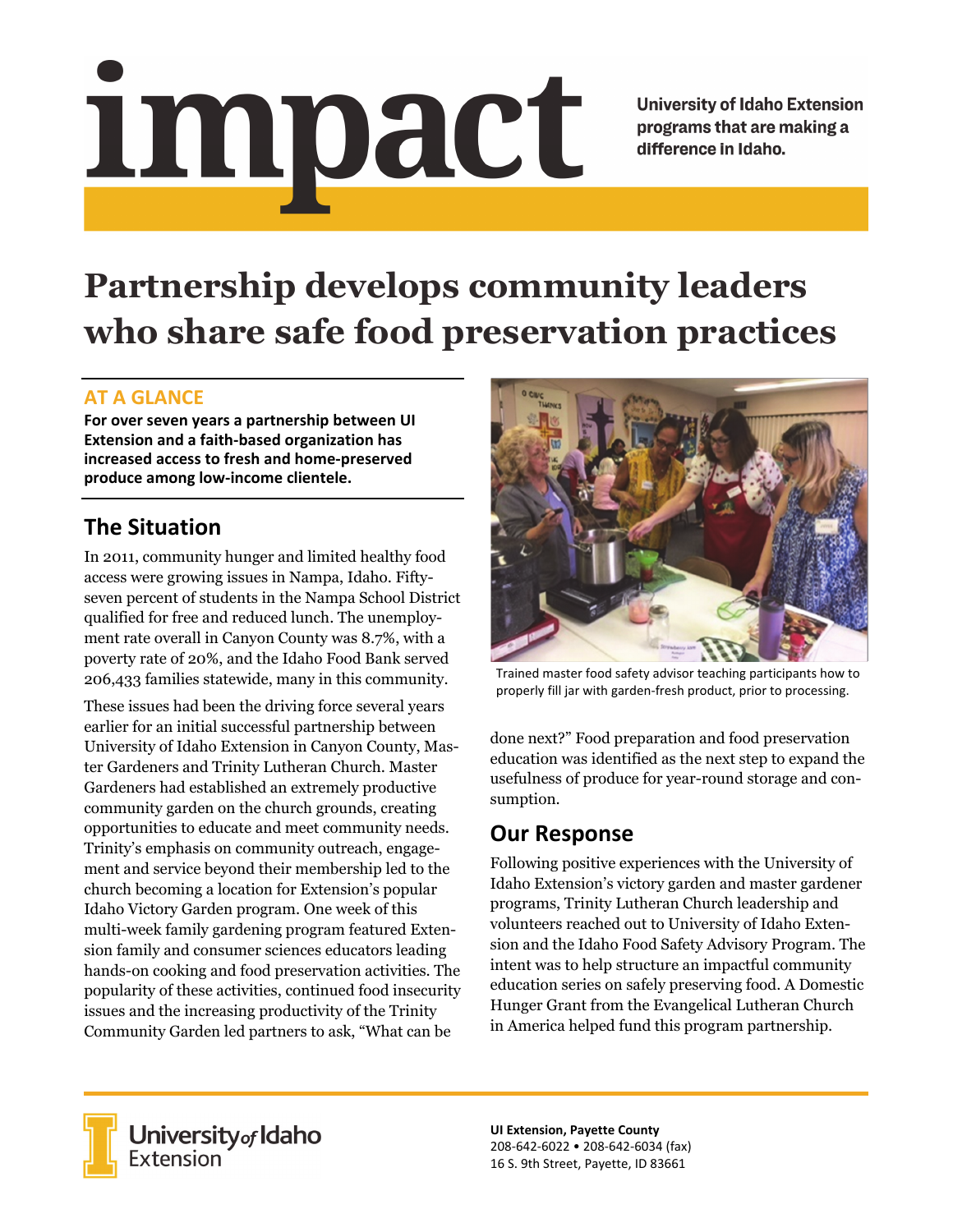# impact

University of Idaho Extension programs that are making a difference in Idaho.

# Partnership develops community leaders who share safe food preservation practices

## AT A GLANCE

**For over seven years a partnership between UI Extension and a faith-based organization has increased access to fresh and home-preserved produce among low-income clientele.**

## The Situation

In 2011, community hunger and limited healthy food access were growing issues in Nampa, Idaho. Fifty-seven percent of students in the Nampa School District qualified for free and reduced lunch. The unemployment rate overall in Canyon County was 8.7%, with a poverty rate of 20%, and the Idaho Food Bank served 206,433 families statewide, many in this community.

These issues had been the driving force several years earlier for an initial successful partnership between University of Idaho Extension in Canyon County, Master Gardeners and Trinity Lutheran Church. Master Gardeners had established an extremely productive community garden on the church grounds, creating opportunities to educate and meet community needs. Trinity's emphasis on community outreach, engagement and service beyond their membership led to the church becoming a location for Extension's popular Idaho Victory Garden program. One week of this multi-week family gardening program featured Extension family and consumer sciences educators leading hands-on cooking and food preservation activities. The popularity of these activities, continued food insecurity issues and the increasing productivity of the Trinity Community Garden led partners to ask, "What can be done next?" Food preparation and food preservation education was identified as the next step to expand the usefulness of produce for year-round storage and consumption.

Trained master food safety advisor teaching participants how to properly fill jar with garden-fresh product, prior to processing.

## Our Response

Following positive experiences with the University of Idaho Extension's victory garden and master gardener programs, Trinity Lutheran Church leadership and volunteers reached out to University of Idaho Extension and the Idaho Food Safety Advisory Program. The intent was to help structure an impactful community education series on safely preserving food. A Domestic Hunger Grant from the Evangelical Lutheran Church in America helped fund this program partnership.

University of Idaho Extension

**UI Extension, Payette County**
208-642-6022 • 208-642-6034 (fax)
16 S. 9th Street, Payette, ID 83661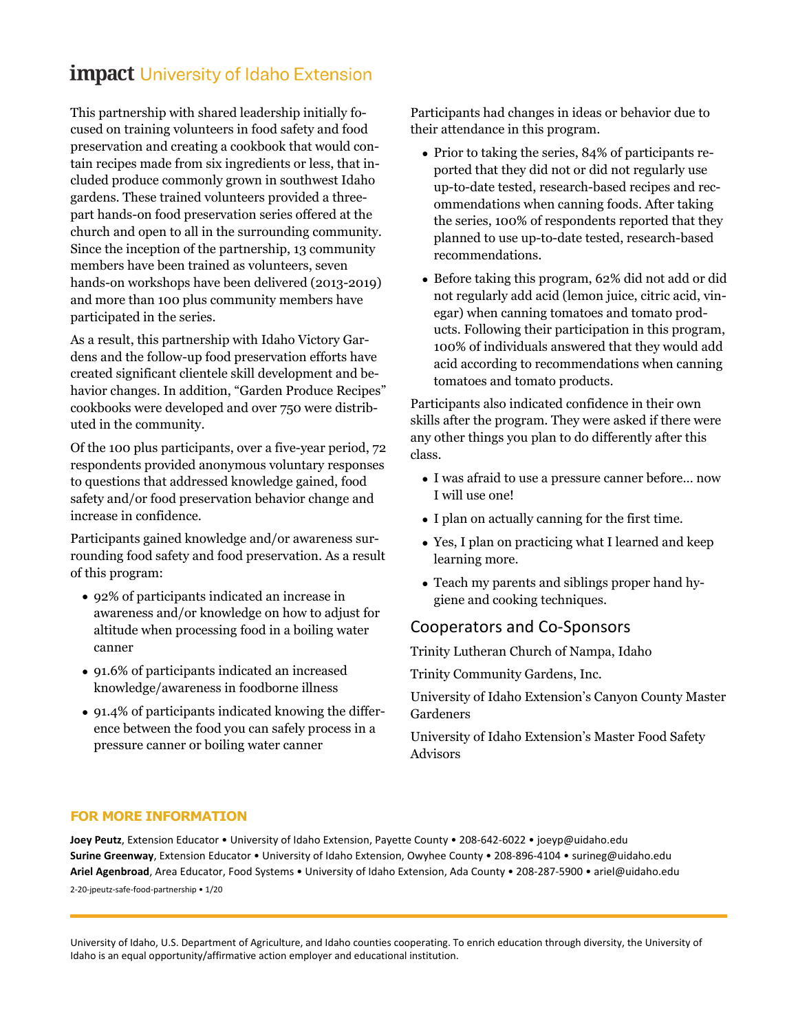# impact University of Idaho Extension

This partnership with shared leadership initially focused on training volunteers in food safety and food preservation and creating a cookbook that would contain recipes made from six ingredients or less, that included produce commonly grown in southwest Idaho gardens. These trained volunteers provided a three-part hands-on food preservation series offered at the church and open to all in the surrounding community. Since the inception of the partnership, 13 community members have been trained as volunteers, seven hands-on workshops have been delivered (2013-2019) and more than 100 plus community members have participated in the series.

As a result, this partnership with Idaho Victory Gardens and the follow-up food preservation efforts have created significant clientele skill development and behavior changes. In addition, "Garden Produce Recipes" cookbooks were developed and over 750 were distributed in the community.

Of the 100 plus participants, over a five-year period, 72 respondents provided anonymous voluntary responses to questions that addressed knowledge gained, food safety and/or food preservation behavior change and increase in confidence.

Participants gained knowledge and/or awareness surrounding food safety and food preservation. As a result of this program:

- 92% of participants indicated an increase in awareness and/or knowledge on how to adjust for altitude when processing food in a boiling water canner
- 91.6% of participants indicated an increased knowledge/awareness in foodborne illness
- 91.4% of participants indicated knowing the difference between the food you can safely process in a pressure canner or boiling water canner

Participants had changes in ideas or behavior due to their attendance in this program.

- Prior to taking the series, 84% of participants reported that they did not or did not regularly use up-to-date tested, research-based recipes and recommendations when canning foods. After taking the series, 100% of respondents reported that they planned to use up-to-date tested, research-based recommendations.
- Before taking this program, 62% did not add or did not regularly add acid (lemon juice, citric acid, vinegar) when canning tomatoes and tomato products. Following their participation in this program, 100% of individuals answered that they would add acid according to recommendations when canning tomatoes and tomato products.

Participants also indicated confidence in their own skills after the program. They were asked if there were any other things you plan to do differently after this class.

- I was afraid to use a pressure canner before... now I will use one!
- I plan on actually canning for the first time.
- Yes, I plan on practicing what I learned and keep learning more.
- Teach my parents and siblings proper hand hygiene and cooking techniques.

## Cooperators and Co-Sponsors

Trinity Lutheran Church of Nampa, Idaho

Trinity Community Gardens, Inc.

University of Idaho Extension's Canyon County Master Gardeners

University of Idaho Extension's Master Food Safety Advisors

### FOR MORE INFORMATION

**Joey Peutz**, Extension Educator • University of Idaho Extension, Payette County • 208-642-6022 • joeyp@uidaho.edu
**Surine Greenway**, Extension Educator • University of Idaho Extension, Owyhee County • 208-896-4104 • surineg@uidaho.edu
**Ariel Agenbroad**, Area Educator, Food Systems • University of Idaho Extension, Ada County • 208-287-5900 • ariel@uidaho.edu

2-20-jpeutz-safe-food-partnership • 1/20

University of Idaho, U.S. Department of Agriculture, and Idaho counties cooperating. To enrich education through diversity, the University of Idaho is an equal opportunity/affirmative action employer and educational institution.